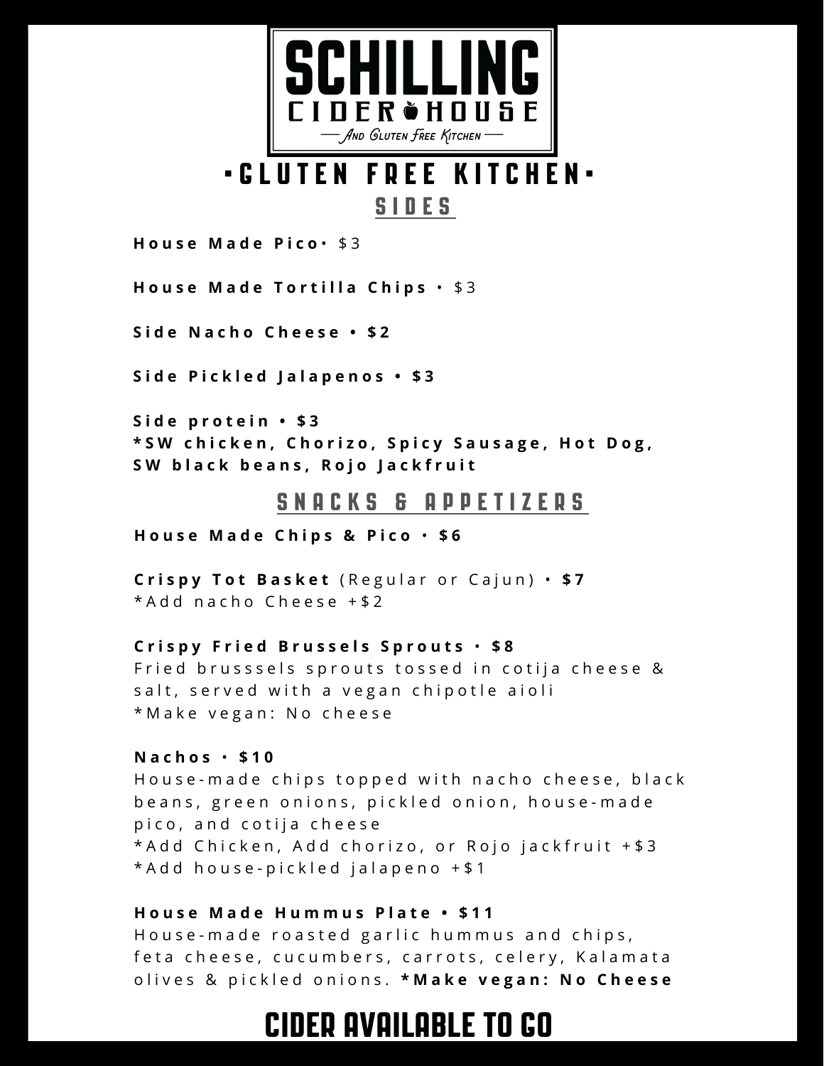# SCHILLING CIDER HOUSE

— And Gluten Free Kitchen —

## ▪GLUTEN FREE KITCHEN▪

### SIDES

**House Made Pico**• $3

**House Made Tortilla Chips** • $3

**Side Nacho Cheese • $2**

**Side Pickled Jalapenos • $3**

**Side protein • $3**
***SW chicken, Chorizo, Spicy Sausage, Hot Dog, SW black beans, Rojo Jackfruit**

### SNACKS & APPETIZERS

**House Made Chips & Pico • $6**

**Crispy Tot Basket** (Regular or Cajun) • **$7**
*Add nacho Cheese +$2

**Crispy Fried Brussels Sprouts • $8**
Fried brusssels sprouts tossed in cotija cheese & salt, served with a vegan chipotle aioli
*Make vegan: No cheese

**Nachos • $10**
House-made chips topped with nacho cheese, black beans, green onions, pickled onion, house-made pico, and cotija cheese
*Add Chicken, Add chorizo, or Rojo jackfruit +$3
*Add house-pickled jalapeno +$1

**House Made Hummus Plate • $11**
House-made roasted garlic hummus and chips, feta cheese, cucumbers, carrots, celery, Kalamata olives & pickled onions. ***Make vegan: No Cheese**

## CIDER AVAILABLE TO GO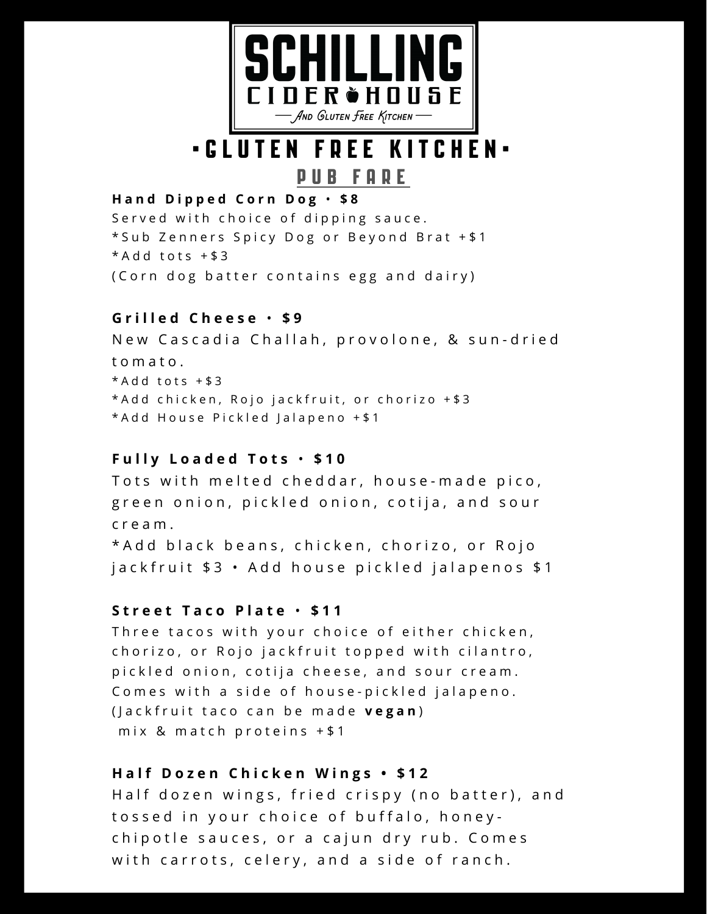# SCHILLING CIDER HOUSE

And Gluten Free Kitchen

## ▪GLUTEN FREE KITCHEN▪

### PUB FARE

**Hand Dipped Corn Dog • $8**
Served with choice of dipping sauce.
*Sub Zenners Spicy Dog or Beyond Brat +$1
*Add tots +$3
(Corn dog batter contains egg and dairy)

**Grilled Cheese • $9**
New Cascadia Challah, provolone, & sun-dried tomato.
*Add tots +$3
*Add chicken, Rojo jackfruit, or chorizo +$3
*Add House Pickled Jalapeno +$1

**Fully Loaded Tots • $10**
Tots with melted cheddar, house-made pico, green onion, pickled onion, cotija, and sour cream.
*Add black beans, chicken, chorizo, or Rojo jackfruit $3 • Add house pickled jalapenos $1

**Street Taco Plate • $11**
Three tacos with your choice of either chicken, chorizo, or Rojo jackfruit topped with cilantro, pickled onion, cotija cheese, and sour cream. Comes with a side of house-pickled jalapeno.
(Jackfruit taco can be made **vegan**)
mix & match proteins +$1

**Half Dozen Chicken Wings • $12**
Half dozen wings, fried crispy (no batter), and tossed in your choice of buffalo, honey-chipotle sauces, or a cajun dry rub. Comes with carrots, celery, and a side of ranch.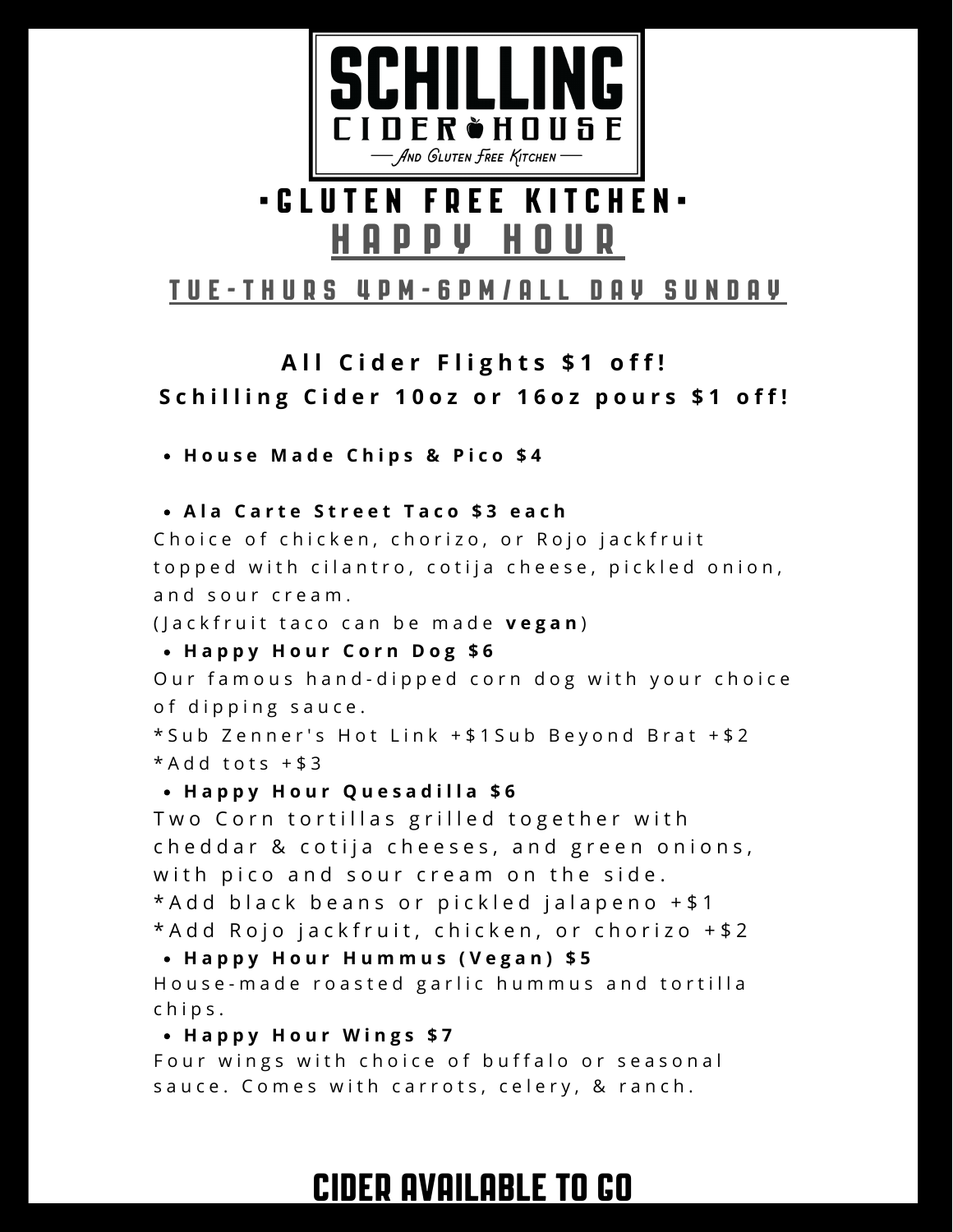# SCHILLING CIDER HOUSE

*— And Gluten Free Kitchen —*

## •GLUTEN FREE KITCHEN•

## HAPPY HOUR

### TUE-THURS 4PM-6PM/ALL DAY SUNDAY

**All Cider Flights $1 off!**

**Schilling Cider 10oz or 16oz pours $1 off!**

- **House Made Chips & Pico $4**

- **Ala Carte Street Taco $3 each**

Choice of chicken, chorizo, or Rojo jackfruit topped with cilantro, cotija cheese, pickled onion, and sour cream.
(Jackfruit taco can be made **vegan**)

- **Happy Hour Corn Dog $6**

Our famous hand-dipped corn dog with your choice of dipping sauce.
*Sub Zenner's Hot Link +$1Sub Beyond Brat +$2
*Add tots +$3

- **Happy Hour Quesadilla $6**

Two Corn tortillas grilled together with cheddar & cotija cheeses, and green onions, with pico and sour cream on the side.
*Add black beans or pickled jalapeno +$1
*Add Rojo jackfruit, chicken, or chorizo +$2

- **Happy Hour Hummus (Vegan) $5**

House-made roasted garlic hummus and tortilla chips.

- **Happy Hour Wings $7**

Four wings with choice of buffalo or seasonal sauce. Comes with carrots, celery, & ranch.

## CIDER AVAILABLE TO GO